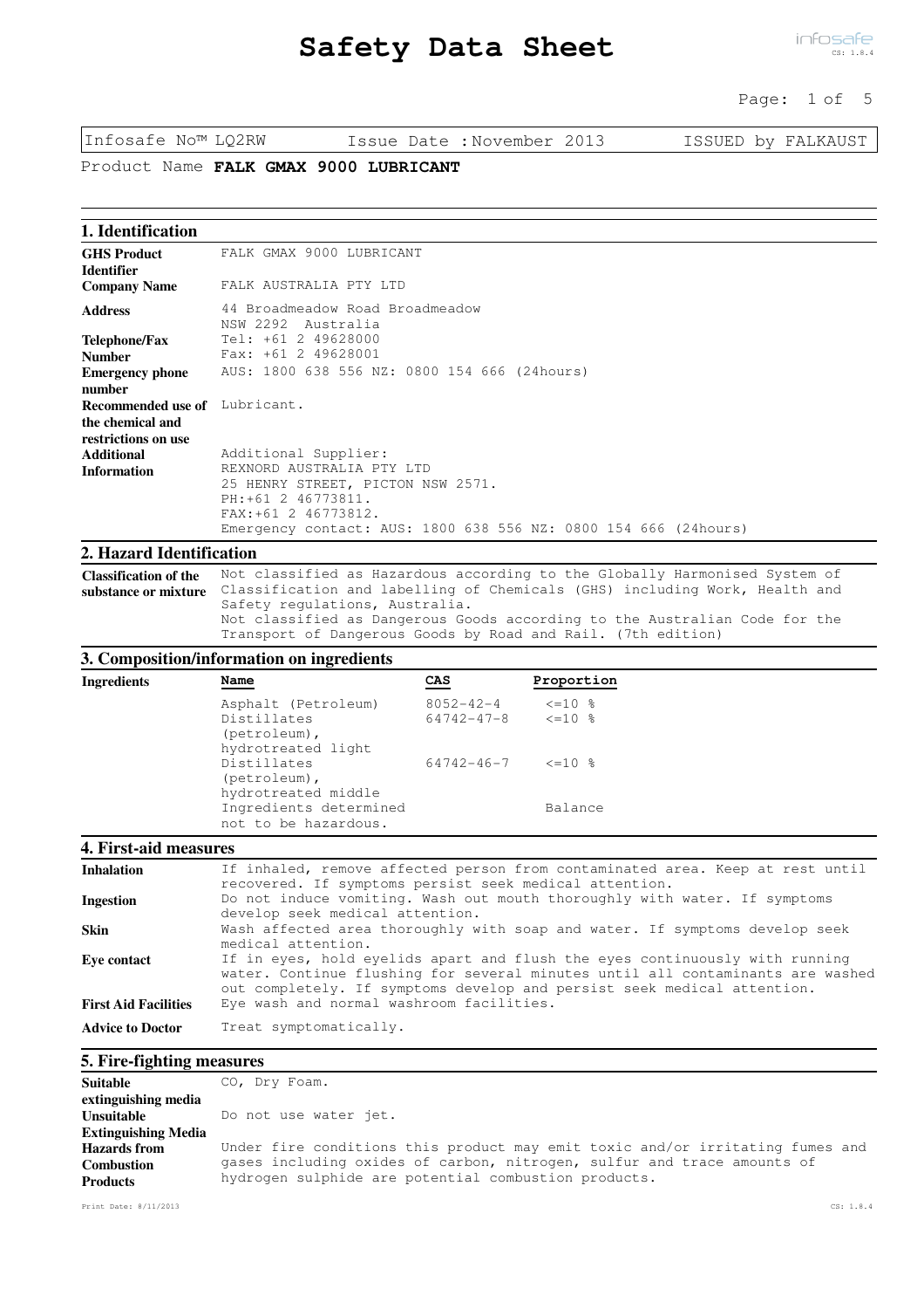# Safety Data Sheet

Infosafe No™ LQ2RW | Issue Date : November 2013 | ISSUED by FALKAUST

Product Name **FALK GMAX 9000 LUBRICANT**

## 1. Identification

**GHS Product Identifier**
FALK GMAX 9000 LUBRICANT

**Company Name**
FALK AUSTRALIA PTY LTD

**Address**
44 Broadmeadow Road Broadmeadow
NSW 2292 Australia

**Telephone/Fax Number**
Tel: +61 2 49628000
Fax: +61 2 49628001

**Emergency phone number**
AUS: 1800 638 556 NZ: 0800 154 666 (24hours)

**Recommended use of the chemical and restrictions on use**
Lubricant.

**Additional Information**
Additional Supplier:
REXNORD AUSTRALIA PTY LTD
25 HENRY STREET, PICTON NSW 2571.
PH:+61 2 46773811.
FAX:+61 2 46773812.
Emergency contact: AUS: 1800 638 556 NZ: 0800 154 666 (24hours)

## 2. Hazard Identification

**Classification of the substance or mixture**
Not classified as Hazardous according to the Globally Harmonised System of Classification and labelling of Chemicals (GHS) including Work, Health and Safety regulations, Australia.
Not classified as Dangerous Goods according to the Australian Code for the Transport of Dangerous Goods by Road and Rail. (7th edition)

## 3. Composition/information on ingredients

**Ingredients**

| Name | CAS | Proportion |
|---|---|---|
| Asphalt (Petroleum) | 8052-42-4 | <=10 % |
| Distillates (petroleum), hydrotreated light | 64742-47-8 | <=10 % |
| Distillates (petroleum), hydrotreated middle | 64742-46-7 | <=10 % |
| Ingredients determined not to be hazardous. | | Balance |

## 4. First-aid measures

**Inhalation**
If inhaled, remove affected person from contaminated area. Keep at rest until recovered. If symptoms persist seek medical attention.

**Ingestion**
Do not induce vomiting. Wash out mouth thoroughly with water. If symptoms develop seek medical attention.

**Skin**
Wash affected area thoroughly with soap and water. If symptoms develop seek medical attention.

**Eye contact**
If in eyes, hold eyelids apart and flush the eyes continuously with running water. Continue flushing for several minutes until all contaminants are washed out completely. If symptoms develop and persist seek medical attention.

**First Aid Facilities**
Eye wash and normal washroom facilities.

**Advice to Doctor**
Treat symptomatically.

## 5. Fire-fighting measures

**Suitable extinguishing media**
CO, Dry Foam.

**Unsuitable Extinguishing Media**
Do not use water jet.

**Hazards from Combustion Products**
Under fire conditions this product may emit toxic and/or irritating fumes and gases including oxides of carbon, nitrogen, sulfur and trace amounts of hydrogen sulphide are potential combustion products.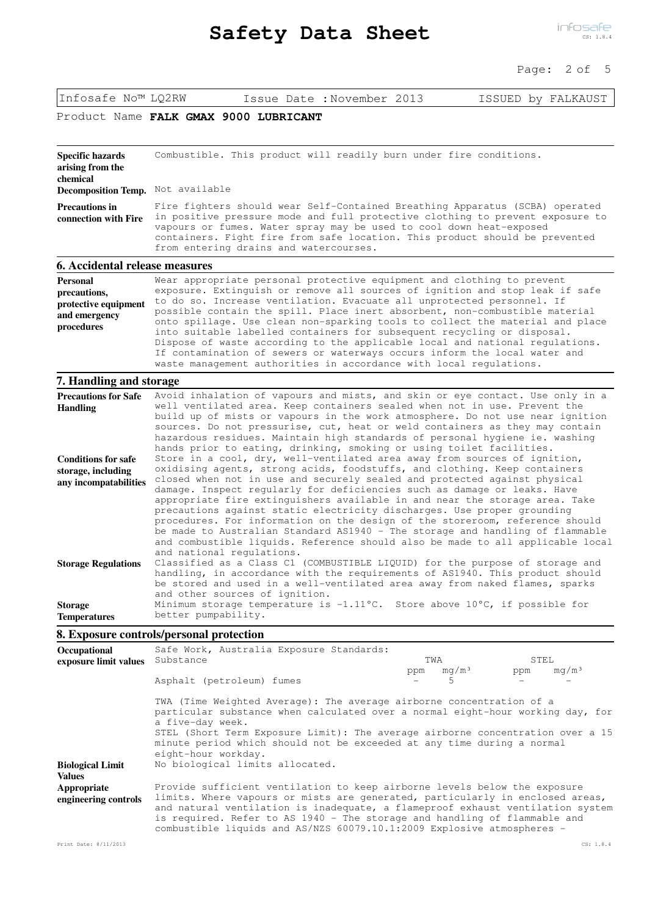Infosafe No™ LQ2RW Issue Date : November 2013 ISSUED by FALKAUST

Product Name **FALK GMAX 9000 LUBRICANT**

**Specific hazards arising from the chemical**
Combustible. This product will readily burn under fire conditions.

**Decomposition Temp.**
Not available

**Precautions in connection with Fire**
Fire fighters should wear Self-Contained Breathing Apparatus (SCBA) operated in positive pressure mode and full protective clothing to prevent exposure to vapours or fumes. Water spray may be used to cool down heat-exposed containers. Fight fire from safe location. This product should be prevented from entering drains and watercourses.

## 6. Accidental release measures

**Personal precautions, protective equipment and emergency procedures**
Wear appropriate personal protective equipment and clothing to prevent exposure. Extinguish or remove all sources of ignition and stop leak if safe to do so. Increase ventilation. Evacuate all unprotected personnel. If possible contain the spill. Place inert absorbent, non-combustible material onto spillage. Use clean non-sparking tools to collect the material and place into suitable labelled containers for subsequent recycling or disposal. Dispose of waste according to the applicable local and national regulations. If contamination of sewers or waterways occurs inform the local water and waste management authorities in accordance with local regulations.

## 7. Handling and storage

**Precautions for Safe Handling**
Avoid inhalation of vapours and mists, and skin or eye contact. Use only in a well ventilated area. Keep containers sealed when not in use. Prevent the build up of mists or vapours in the work atmosphere. Do not use near ignition sources. Do not pressurise, cut, heat or weld containers as they may contain hazardous residues. Maintain high standards of personal hygiene ie. washing hands prior to eating, drinking, smoking or using toilet facilities.

**Conditions for safe storage, including any incompatabilities**
Store in a cool, dry, well-ventilated area away from sources of ignition, oxidising agents, strong acids, foodstuffs, and clothing. Keep containers closed when not in use and securely sealed and protected against physical damage. Inspect regularly for deficiencies such as damage or leaks. Have appropriate fire extinguishers available in and near the storage area. Take precautions against static electricity discharges. Use proper grounding procedures. For information on the design of the storeroom, reference should be made to Australian Standard AS1940 - The storage and handling of flammable and combustible liquids. Reference should also be made to all applicable local and national regulations.

**Storage Regulations**
Classified as a Class C1 (COMBUSTIBLE LIQUID) for the purpose of storage and handling, in accordance with the requirements of AS1940. This product should be stored and used in a well-ventilated area away from naked flames, sparks and other sources of ignition.

**Storage Temperatures**
Minimum storage temperature is -1.11°C. Store above 10°C, if possible for better pumpability.

## 8. Exposure controls/personal protection

**Occupational exposure limit values**
Safe Work, Australia Exposure Standards:

| Substance | TWA ppm | TWA mg/m³ | STEL ppm | STEL mg/m³ |
|---|---|---|---|---|
| Asphalt (petroleum) fumes | - | 5 | - | - |

TWA (Time Weighted Average): The average airborne concentration of a particular substance when calculated over a normal eight-hour working day, for a five-day week.
STEL (Short Term Exposure Limit): The average airborne concentration over a 15 minute period which should not be exceeded at any time during a normal eight-hour workday.

**Biological Limit Values**
No biological limits allocated.

**Appropriate engineering controls**
Provide sufficient ventilation to keep airborne levels below the exposure limits. Where vapours or mists are generated, particularly in enclosed areas, and natural ventilation is inadequate, a flameproof exhaust ventilation system is required. Refer to AS 1940 - The storage and handling of flammable and combustible liquids and AS/NZS 60079.10.1:2009 Explosive atmospheres -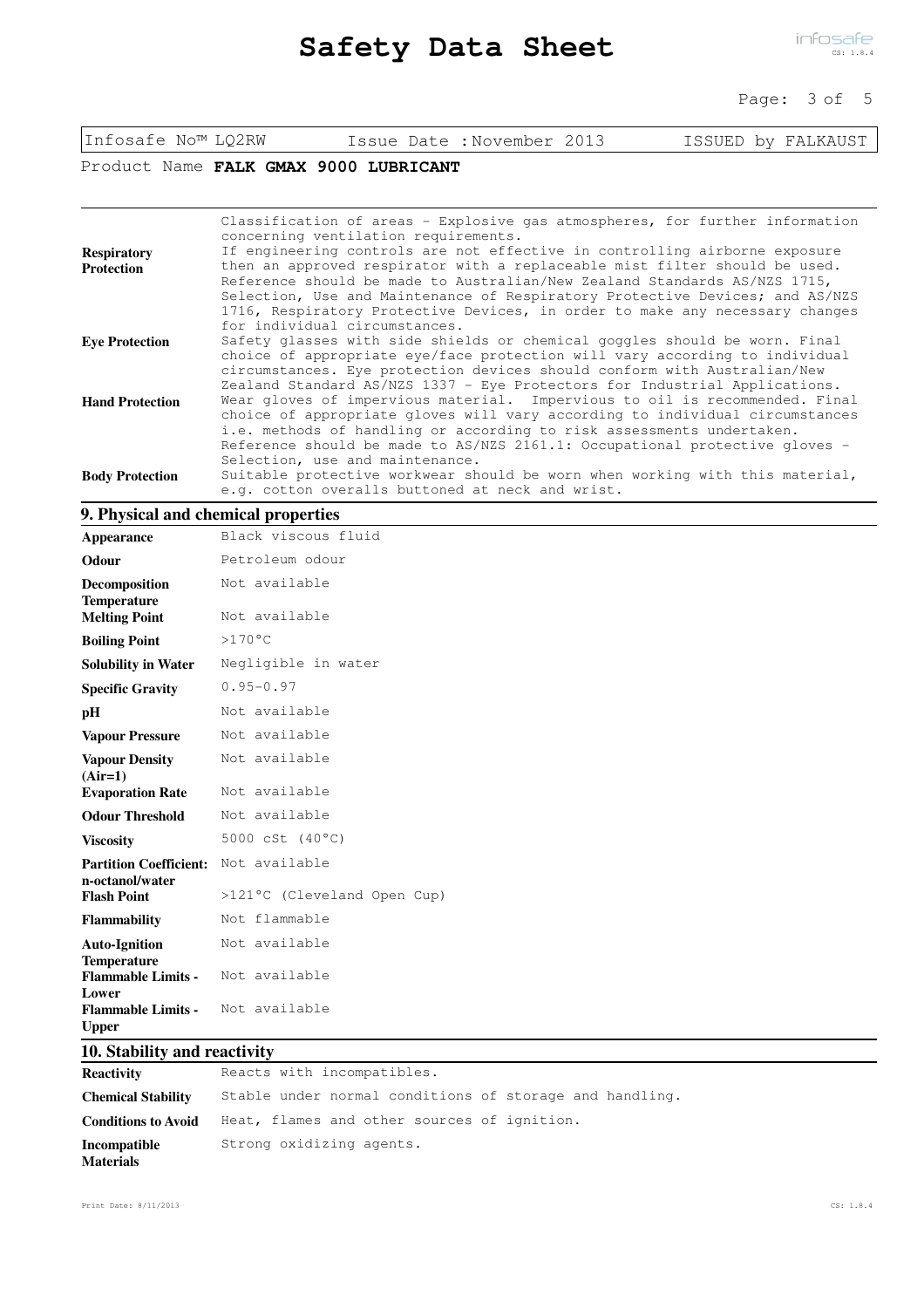| | |
|---|---|
| | Classification of areas - Explosive gas atmospheres, for further information concerning ventilation requirements. |
| **Respiratory Protection** | If engineering controls are not effective in controlling airborne exposure then an approved respirator with a replaceable mist filter should be used. Reference should be made to Australian/New Zealand Standards AS/NZS 1715, Selection, Use and Maintenance of Respiratory Protective Devices; and AS/NZS 1716, Respiratory Protective Devices, in order to make any necessary changes for individual circumstances. |
| **Eye Protection** | Safety glasses with side shields or chemical goggles should be worn. Final choice of appropriate eye/face protection will vary according to individual circumstances. Eye protection devices should conform with Australian/New Zealand Standard AS/NZS 1337 - Eye Protectors for Industrial Applications. |
| **Hand Protection** | Wear gloves of impervious material. Impervious to oil is recommended. Final choice of appropriate gloves will vary according to individual circumstances i.e. methods of handling or according to risk assessments undertaken. Reference should be made to AS/NZS 2161.1: Occupational protective gloves - Selection, use and maintenance. |
| **Body Protection** | Suitable protective workwear should be worn when working with this material, e.g. cotton overalls buttoned at neck and wrist. |

## 9. Physical and chemical properties

| | |
|---|---|
| **Appearance** | Black viscous fluid |
| **Odour** | Petroleum odour |
| **Decomposition Temperature** | Not available |
| **Melting Point** | Not available |
| **Boiling Point** | >170°C |
| **Solubility in Water** | Negligible in water |
| **Specific Gravity** | 0.95-0.97 |
| **pH** | Not available |
| **Vapour Pressure** | Not available |
| **Vapour Density (Air=1)** | Not available |
| **Evaporation Rate** | Not available |
| **Odour Threshold** | Not available |
| **Viscosity** | 5000 cSt (40°C) |
| **Partition Coefficient: n-octanol/water** | Not available |
| **Flash Point** | >121°C (Cleveland Open Cup) |
| **Flammability** | Not flammable |
| **Auto-Ignition Temperature** | Not available |
| **Flammable Limits - Lower** | Not available |
| **Flammable Limits - Upper** | Not available |

## 10. Stability and reactivity

| | |
|---|---|
| **Reactivity** | Reacts with incompatibles. |
| **Chemical Stability** | Stable under normal conditions of storage and handling. |
| **Conditions to Avoid** | Heat, flames and other sources of ignition. |
| **Incompatible Materials** | Strong oxidizing agents. |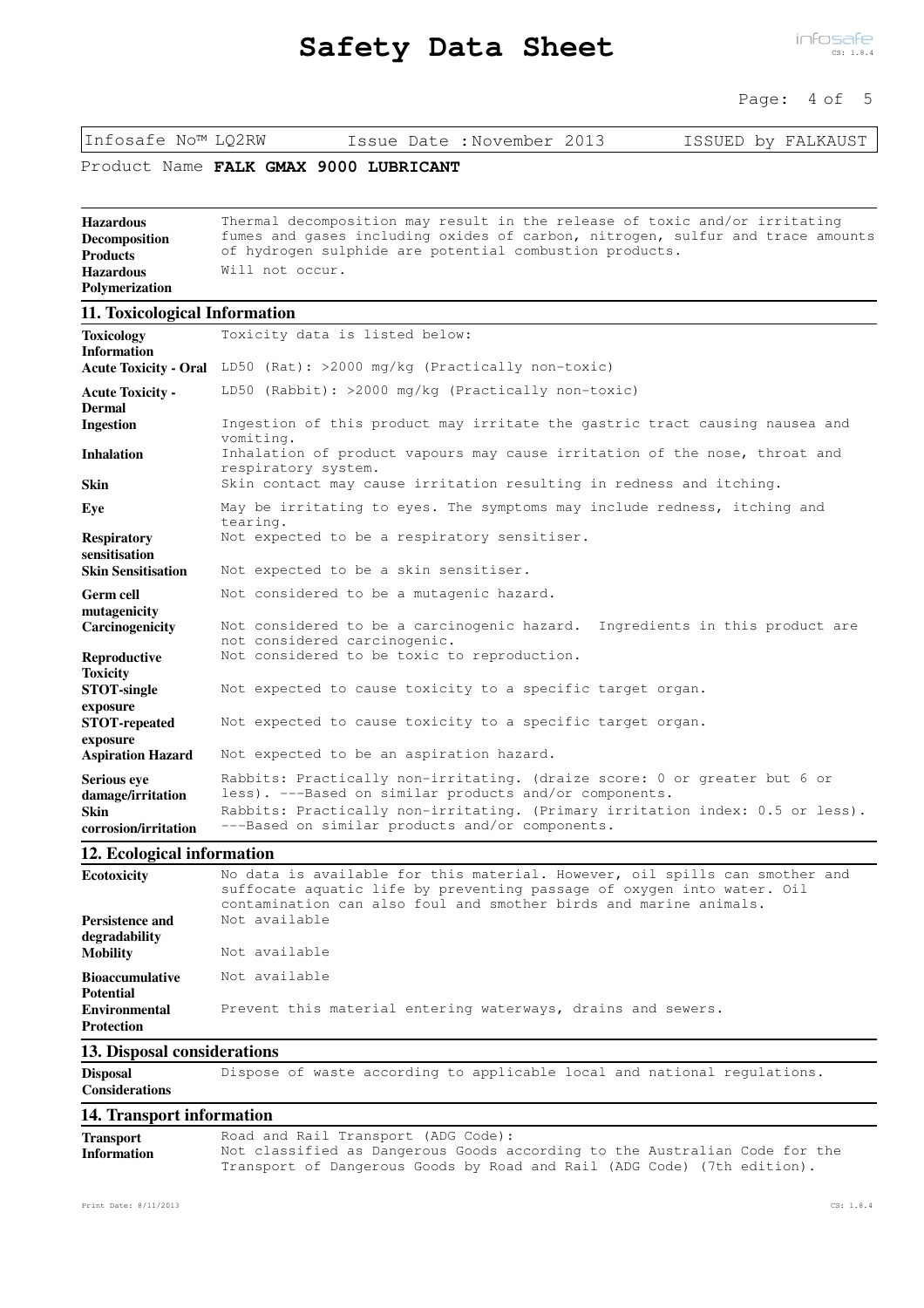Infosafe No™ LQ2RW Issue Date :November 2013 ISSUED by FALKAUST

Product Name **FALK GMAX 9000 LUBRICANT**

| | |
|---|---|
| **Hazardous Decomposition Products** | Thermal decomposition may result in the release of toxic and/or irritating fumes and gases including oxides of carbon, nitrogen, sulfur and trace amounts of hydrogen sulphide are potential combustion products. |
| **Hazardous Polymerization** | Will not occur. |

## 11. Toxicological Information

| | |
|---|---|
| **Toxicology Information** | Toxicity data is listed below: |
| **Acute Toxicity - Oral** | LD50 (Rat): >2000 mg/kg (Practically non-toxic) |
| **Acute Toxicity - Dermal** | LD50 (Rabbit): >2000 mg/kg (Practically non-toxic) |
| **Ingestion** | Ingestion of this product may irritate the gastric tract causing nausea and vomiting. |
| **Inhalation** | Inhalation of product vapours may cause irritation of the nose, throat and respiratory system. |
| **Skin** | Skin contact may cause irritation resulting in redness and itching. |
| **Eye** | May be irritating to eyes. The symptoms may include redness, itching and tearing. |
| **Respiratory sensitisation** | Not expected to be a respiratory sensitiser. |
| **Skin Sensitisation** | Not expected to be a skin sensitiser. |
| **Germ cell mutagenicity** | Not considered to be a mutagenic hazard. |
| **Carcinogenicity** | Not considered to be a carcinogenic hazard. Ingredients in this product are not considered carcinogenic. |
| **Reproductive Toxicity** | Not considered to be toxic to reproduction. |
| **STOT-single exposure** | Not expected to cause toxicity to a specific target organ. |
| **STOT-repeated exposure** | Not expected to cause toxicity to a specific target organ. |
| **Aspiration Hazard** | Not expected to be an aspiration hazard. |
| **Serious eye damage/irritation** | Rabbits: Practically non-irritating. (draize score: 0 or greater but 6 or less). ---Based on similar products and/or components. |
| **Skin corrosion/irritation** | Rabbits: Practically non-irritating. (Primary irritation index: 0.5 or less). ---Based on similar products and/or components. |

## 12. Ecological information

| | |
|---|---|
| **Ecotoxicity** | No data is available for this material. However, oil spills can smother and suffocate aquatic life by preventing passage of oxygen into water. Oil contamination can also foul and smother birds and marine animals. |
| **Persistence and degradability** | Not available |
| **Mobility** | Not available |
| **Bioaccumulative Potential** | Not available |
| **Environmental Protection** | Prevent this material entering waterways, drains and sewers. |

## 13. Disposal considerations

| | |
|---|---|
| **Disposal Considerations** | Dispose of waste according to applicable local and national regulations. |

## 14. Transport information

| | |
|---|---|
| **Transport Information** | Road and Rail Transport (ADG Code):<br>Not classified as Dangerous Goods according to the Australian Code for the Transport of Dangerous Goods by Road and Rail (ADG Code) (7th edition). |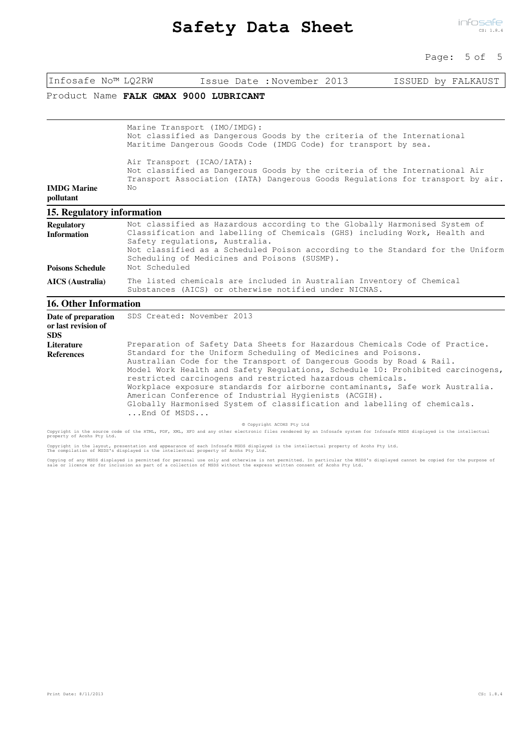Marine Transport (IMO/IMDG):
Not classified as Dangerous Goods by the criteria of the International Maritime Dangerous Goods Code (IMDG Code) for transport by sea.

Air Transport (ICAO/IATA):
Not classified as Dangerous Goods by the criteria of the International Air Transport Association (IATA) Dangerous Goods Regulations for transport by air.

**IMDG Marine pollutant** No

## 15. Regulatory information

**Regulatory Information** Not classified as Hazardous according to the Globally Harmonised System of Classification and labelling of Chemicals (GHS) including Work, Health and Safety regulations, Australia.
Not classified as a Scheduled Poison according to the Standard for the Uniform Scheduling of Medicines and Poisons (SUSMP).

**Poisons Schedule** Not Scheduled

**AICS (Australia)** The listed chemicals are included in Australian Inventory of Chemical Substances (AICS) or otherwise notified under NICNAS.

## 16. Other Information

**Date of preparation or last revision of SDS** SDS Created: November 2013

**Literature References** Preparation of Safety Data Sheets for Hazardous Chemicals Code of Practice.
Standard for the Uniform Scheduling of Medicines and Poisons.
Australian Code for the Transport of Dangerous Goods by Road & Rail.
Model Work Health and Safety Regulations, Schedule 10: Prohibited carcinogens, restricted carcinogens and restricted hazardous chemicals.
Workplace exposure standards for airborne contaminants, Safe work Australia.
American Conference of Industrial Hygienists (ACGIH).
Globally Harmonised System of classification and labelling of chemicals.
...End Of MSDS...

© Copyright ACOHS Pty Ltd

Copyright in the source code of the HTML, PDF, XML, XFO and any other electronic files rendered by an Infosafe system for Infosafe MSDS displayed is the intellectual property of Acohs Pty Ltd.

Copyright in the layout, presentation and appearance of each Infosafe MSDS displayed is the intellectual property of Acohs Pty Ltd.
The compilation of MSDS's displayed is the intellectual property of Acohs Pty Ltd.

Copying of any MSDS displayed is permitted for personal use only and otherwise is not permitted. In particular the MSDS's displayed cannot be copied for the purpose of sale or licence or for inclusion as part of a collection of MSDS without the express written consent of Acohs Pty Ltd.